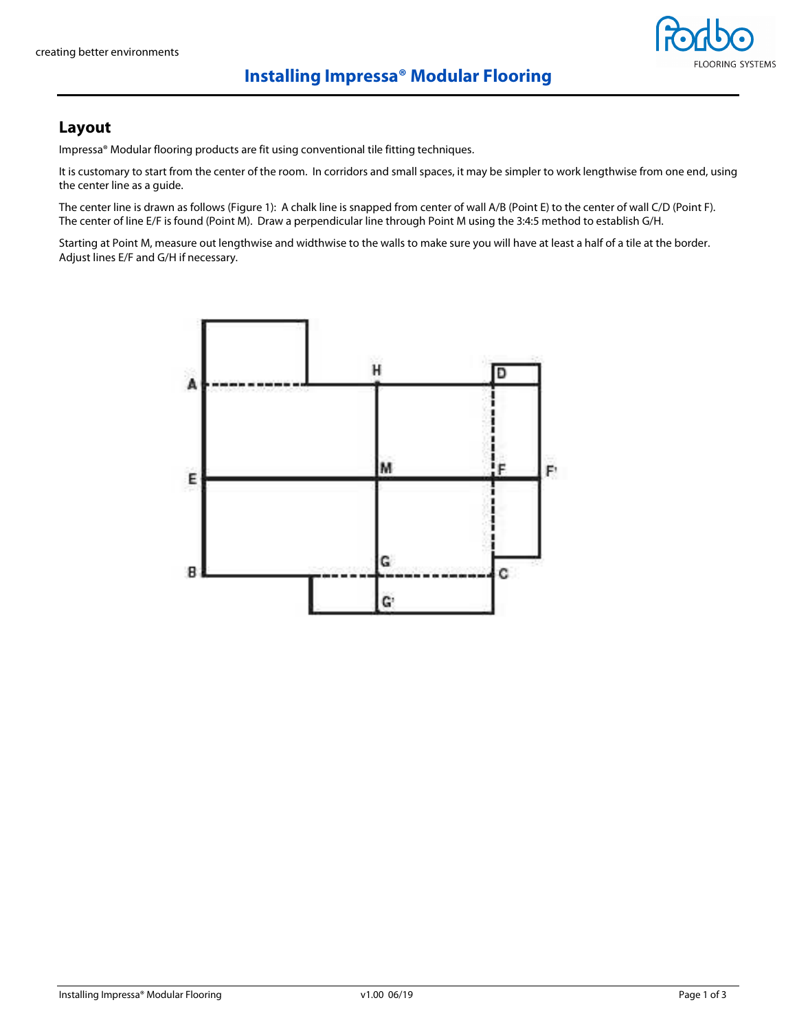# Installing Impressa® Modular Flooring

## Layout

Impressa® Modular flooring products are fit using conventional tile fitting techniques.

It is customary to start from the center of the room. In corridors and small spaces, it may be simpler to work lengthwise from one end, using the center line as a guide.

The center line is drawn as follows (Figure 1): A chalk line is snapped from center of wall A/B (Point E) to the center of wall C/D (Point F). The center of line E/F is found (Point M). Draw a perpendicular line through Point M using the 3:4:5 method to establish G/H.

Starting at Point M, measure out lengthwise and widthwise to the walls to make sure you will have at least a half of a tile at the border. Adjust lines E/F and G/H if necessary.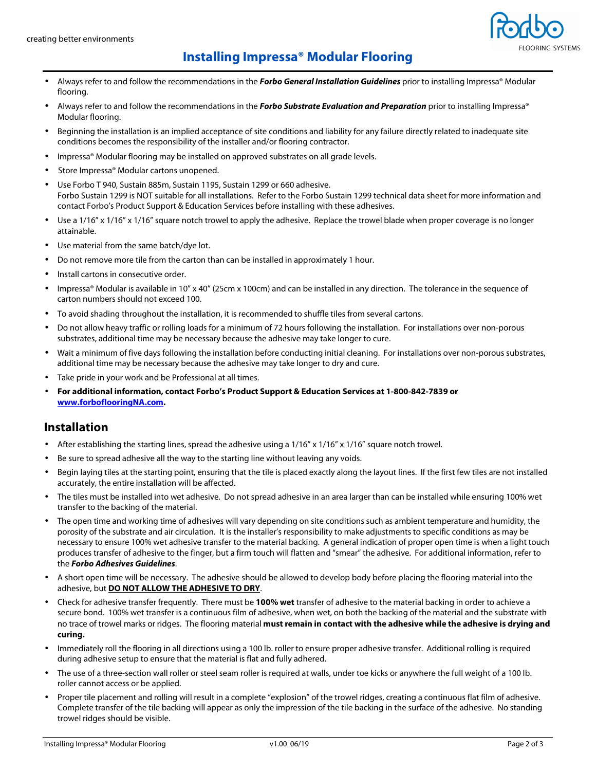# Installing Impressa® Modular Flooring

- Always refer to and follow the recommendations in the ***Forbo General Installation Guidelines*** prior to installing Impressa® Modular flooring.
- Always refer to and follow the recommendations in the ***Forbo Substrate Evaluation and Preparation*** prior to installing Impressa® Modular flooring.
- Beginning the installation is an implied acceptance of site conditions and liability for any failure directly related to inadequate site conditions becomes the responsibility of the installer and/or flooring contractor.
- Impressa® Modular flooring may be installed on approved substrates on all grade levels.
- Store Impressa® Modular cartons unopened.
- Use Forbo T 940, Sustain 885m, Sustain 1195, Sustain 1299 or 660 adhesive.
  Forbo Sustain 1299 is NOT suitable for all installations. Refer to the Forbo Sustain 1299 technical data sheet for more information and contact Forbo's Product Support & Education Services before installing with these adhesives.
- Use a 1/16" x 1/16" x 1/16" square notch trowel to apply the adhesive. Replace the trowel blade when proper coverage is no longer attainable.
- Use material from the same batch/dye lot.
- Do not remove more tile from the carton than can be installed in approximately 1 hour.
- Install cartons in consecutive order.
- Impressa® Modular is available in 10" x 40" (25cm x 100cm) and can be installed in any direction. The tolerance in the sequence of carton numbers should not exceed 100.
- To avoid shading throughout the installation, it is recommended to shuffle tiles from several cartons.
- Do not allow heavy traffic or rolling loads for a minimum of 72 hours following the installation. For installations over non-porous substrates, additional time may be necessary because the adhesive may take longer to cure.
- Wait a minimum of five days following the installation before conducting initial cleaning. For installations over non-porous substrates, additional time may be necessary because the adhesive may take longer to dry and cure.
- Take pride in your work and be Professional at all times.
- **For additional information, contact Forbo's Product Support & Education Services at 1-800-842-7839 or [www.forboflooringNA.com](www.forboflooringNA.com).**

## Installation

- After establishing the starting lines, spread the adhesive using a 1/16" x 1/16" x 1/16" square notch trowel.
- Be sure to spread adhesive all the way to the starting line without leaving any voids.
- Begin laying tiles at the starting point, ensuring that the tile is placed exactly along the layout lines. If the first few tiles are not installed accurately, the entire installation will be affected.
- The tiles must be installed into wet adhesive. Do not spread adhesive in an area larger than can be installed while ensuring 100% wet transfer to the backing of the material.
- The open time and working time of adhesives will vary depending on site conditions such as ambient temperature and humidity, the porosity of the substrate and air circulation. It is the installer's responsibility to make adjustments to specific conditions as may be necessary to ensure 100% wet adhesive transfer to the material backing. A general indication of proper open time is when a light touch produces transfer of adhesive to the finger, but a firm touch will flatten and "smear" the adhesive. For additional information, refer to the ***Forbo Adhesives Guidelines***.
- A short open time will be necessary. The adhesive should be allowed to develop body before placing the flooring material into the adhesive, but **DO NOT ALLOW THE ADHESIVE TO DRY**.
- Check for adhesive transfer frequently. There must be **100% wet** transfer of adhesive to the material backing in order to achieve a secure bond. 100% wet transfer is a continuous film of adhesive, when wet, on both the backing of the material and the substrate with no trace of trowel marks or ridges. The flooring material **must remain in contact with the adhesive while the adhesive is drying and curing.**
- Immediately roll the flooring in all directions using a 100 lb. roller to ensure proper adhesive transfer. Additional rolling is required during adhesive setup to ensure that the material is flat and fully adhered.
- The use of a three-section wall roller or steel seam roller is required at walls, under toe kicks or anywhere the full weight of a 100 lb. roller cannot access or be applied.
- Proper tile placement and rolling will result in a complete "explosion" of the trowel ridges, creating a continuous flat film of adhesive. Complete transfer of the tile backing will appear as only the impression of the tile backing in the surface of the adhesive. No standing trowel ridges should be visible.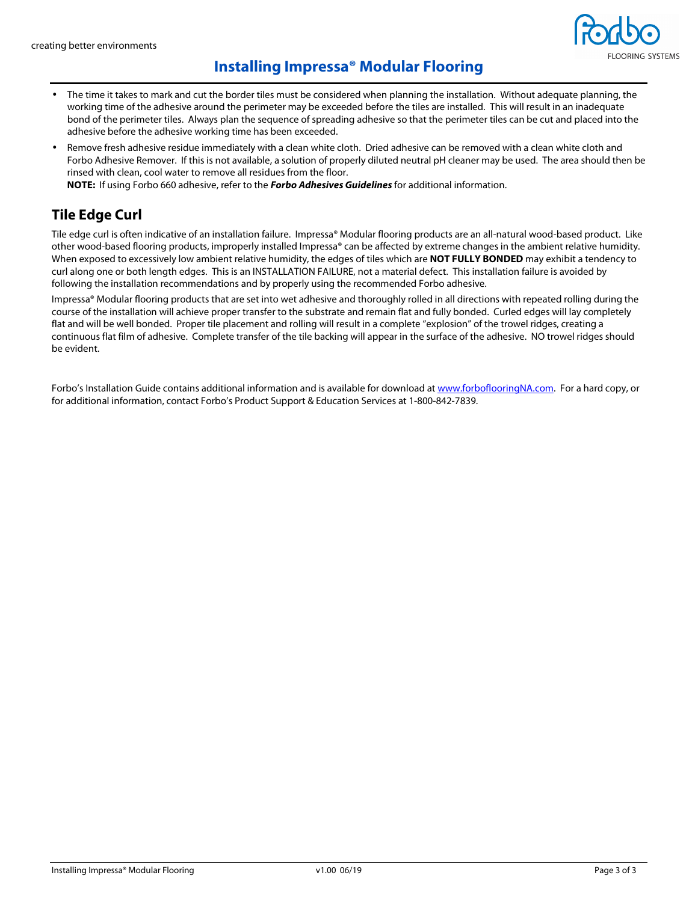- The time it takes to mark and cut the border tiles must be considered when planning the installation. Without adequate planning, the working time of the adhesive around the perimeter may be exceeded before the tiles are installed. This will result in an inadequate bond of the perimeter tiles. Always plan the sequence of spreading adhesive so that the perimeter tiles can be cut and placed into the adhesive before the adhesive working time has been exceeded.
- Remove fresh adhesive residue immediately with a clean white cloth. Dried adhesive can be removed with a clean white cloth and Forbo Adhesive Remover. If this is not available, a solution of properly diluted neutral pH cleaner may be used. The area should then be rinsed with clean, cool water to remove all residues from the floor.
  **NOTE:** If using Forbo 660 adhesive, refer to the ***Forbo Adhesives Guidelines*** for additional information.

## Tile Edge Curl

Tile edge curl is often indicative of an installation failure. Impressa® Modular flooring products are an all-natural wood-based product. Like other wood-based flooring products, improperly installed Impressa® can be affected by extreme changes in the ambient relative humidity. When exposed to excessively low ambient relative humidity, the edges of tiles which are **NOT FULLY BONDED** may exhibit a tendency to curl along one or both length edges. This is an INSTALLATION FAILURE, not a material defect. This installation failure is avoided by following the installation recommendations and by properly using the recommended Forbo adhesive.

Impressa® Modular flooring products that are set into wet adhesive and thoroughly rolled in all directions with repeated rolling during the course of the installation will achieve proper transfer to the substrate and remain flat and fully bonded. Curled edges will lay completely flat and will be well bonded. Proper tile placement and rolling will result in a complete "explosion" of the trowel ridges, creating a continuous flat film of adhesive. Complete transfer of the tile backing will appear in the surface of the adhesive. NO trowel ridges should be evident.

Forbo's Installation Guide contains additional information and is available for download at www.forboflooringNA.com. For a hard copy, or for additional information, contact Forbo's Product Support & Education Services at 1-800-842-7839.